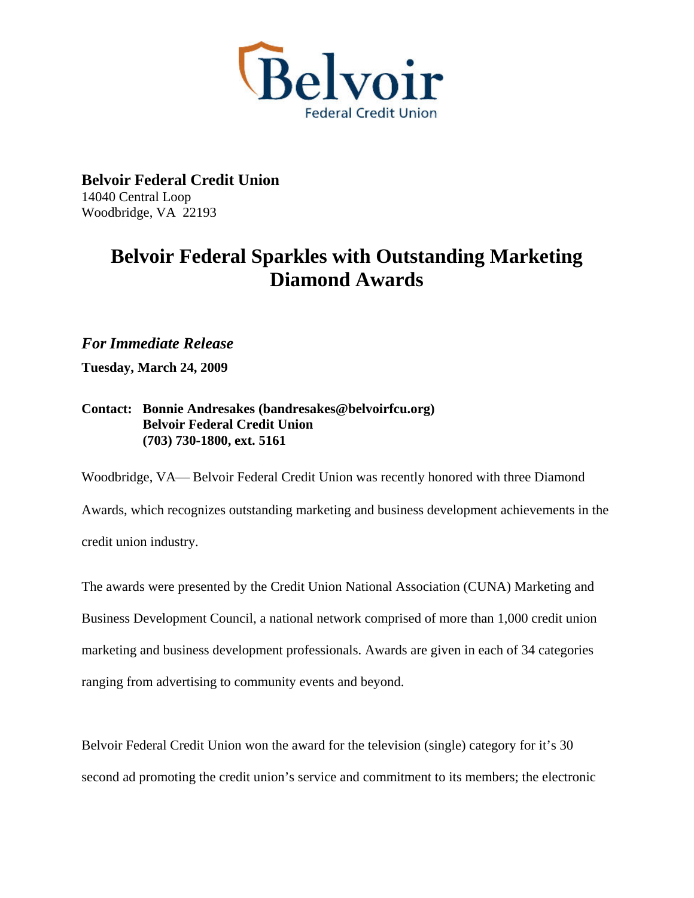Belvoir Federal Credit Union

**Belvoir Federal Credit Union**
14040 Central Loop
Woodbridge, VA 22193

# Belvoir Federal Sparkles with Outstanding Marketing Diamond Awards

***For Immediate Release***

**Tuesday, March 24, 2009**

**Contact: Bonnie Andresakes (bandresakes@belvoirfcu.org)**
**Belvoir Federal Credit Union**
**(703) 730-1800, ext. 5161**

Woodbridge, VA— Belvoir Federal Credit Union was recently honored with three Diamond Awards, which recognizes outstanding marketing and business development achievements in the credit union industry.

The awards were presented by the Credit Union National Association (CUNA) Marketing and Business Development Council, a national network comprised of more than 1,000 credit union marketing and business development professionals. Awards are given in each of 34 categories ranging from advertising to community events and beyond.

Belvoir Federal Credit Union won the award for the television (single) category for it's 30 second ad promoting the credit union's service and commitment to its members; the electronic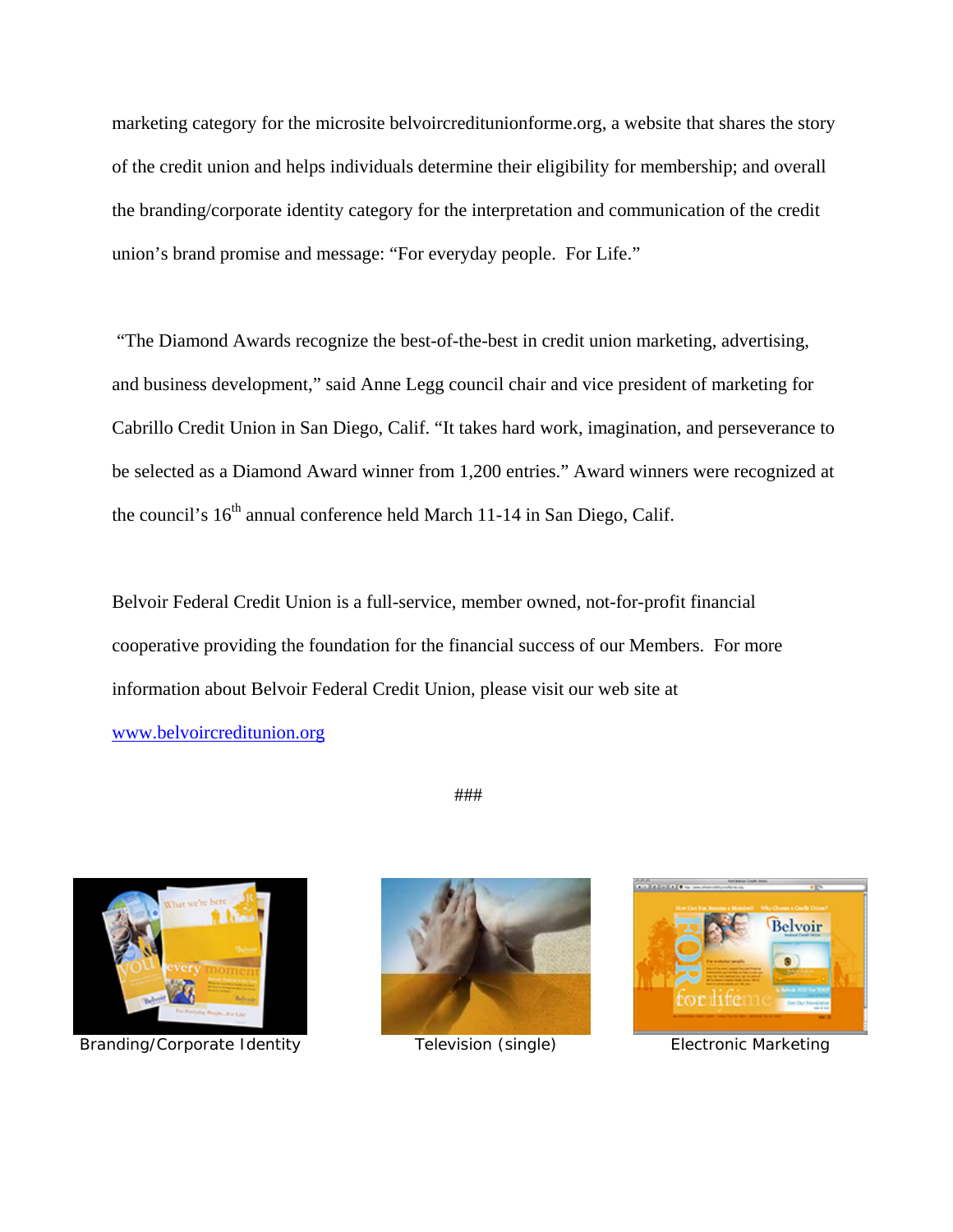marketing category for the microsite belvoircreditunionforme.org, a website that shares the story of the credit union and helps individuals determine their eligibility for membership; and overall the branding/corporate identity category for the interpretation and communication of the credit union's brand promise and message: "For everyday people.  For Life."

"The Diamond Awards recognize the best-of-the-best in credit union marketing, advertising, and business development," said Anne Legg council chair and vice president of marketing for Cabrillo Credit Union in San Diego, Calif. "It takes hard work, imagination, and perseverance to be selected as a Diamond Award winner from 1,200 entries." Award winners were recognized at the council's 16th annual conference held March 11-14 in San Diego, Calif.

Belvoir Federal Credit Union is a full-service, member owned, not-for-profit financial cooperative providing the foundation for the financial success of our Members.  For more information about Belvoir Federal Credit Union, please visit our web site at [www.belvoircreditunion.org](http://www.belvoircreditunion.org)

###

Branding/Corporate Identity

Television (single)

Electronic Marketing